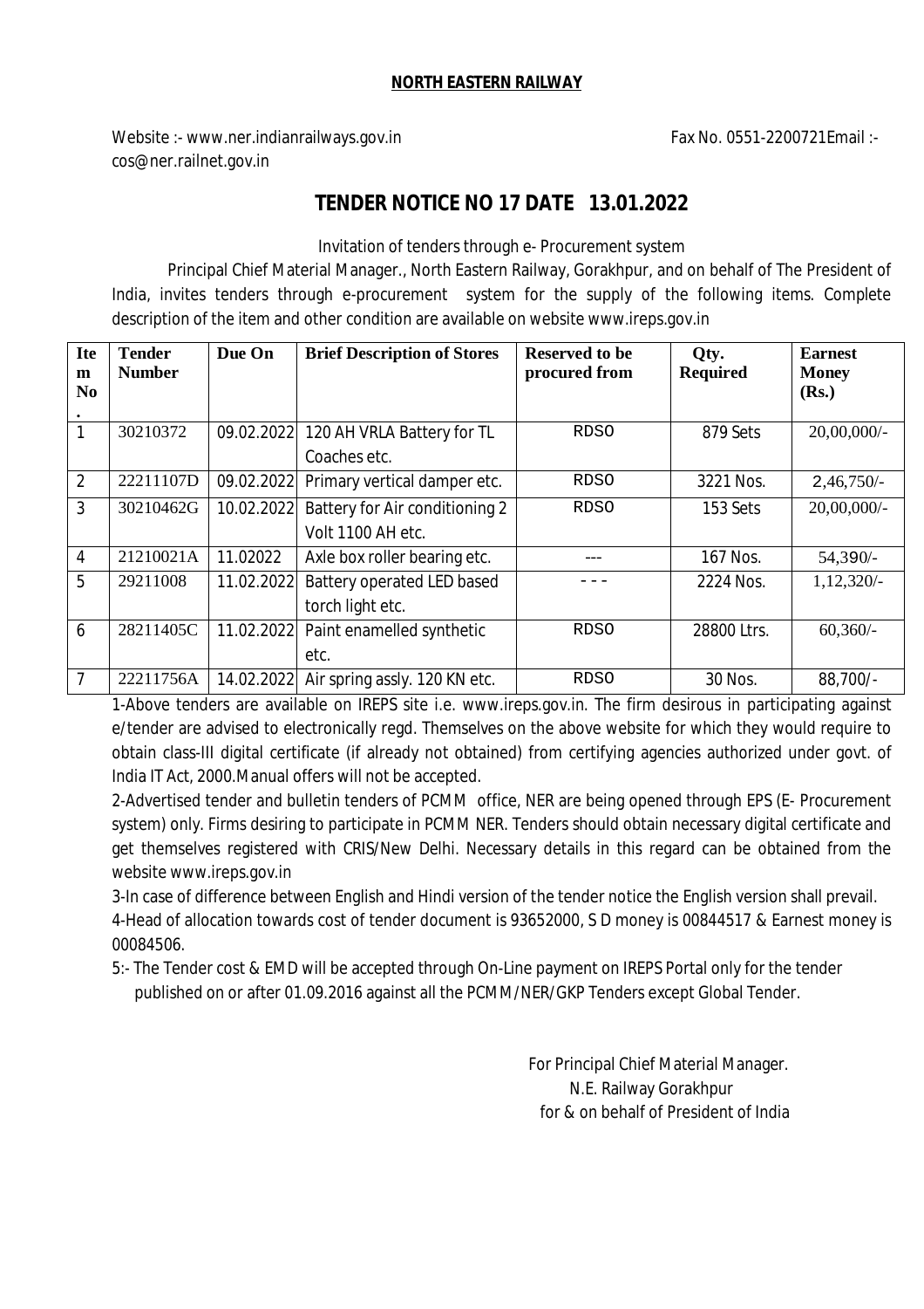**NORTH EASTERN RAILWAY**

Website :- www.ner.indianrailways.gov.in Fax No. 0551-2200721Email :- cos@ner.railnet.gov.in

# TENDER NOTICE NO 17 DATE 13.01.2022

Invitation of tenders through e- Procurement system

Principal Chief Material Manager., North Eastern Railway, Gorakhpur, and on behalf of The President of India, invites tenders through e-procurement system for the supply of the following items. Complete description of the item and other condition are available on website www.ireps.gov.in

| Item No. | Tender Number | Due On | Brief Description of Stores | Reserved to be procured from | Qty. Required | Earnest Money (Rs.) |
|---|---|---|---|---|---|---|
| 1 | 30210372 | 09.02.2022 | 120 AH VRLA Battery for TL Coaches etc. | RDSO | 879 Sets | 20,00,000/- |
| 2 | 22211107D | 09.02.2022 | Primary vertical damper etc. | RDSO | 3221 Nos. | 2,46,750/- |
| 3 | 30210462G | 10.02.2022 | Battery for Air conditioning 2 Volt 1100 AH etc. | RDSO | 153 Sets | 20,00,000/- |
| 4 | 21210021A | 11.02022 | Axle box roller bearing etc. | --- | 167 Nos. | 54,390/- |
| 5 | 29211008 | 11.02.2022 | Battery operated LED based torch light etc. | - - - | 2224 Nos. | 1,12,320/- |
| 6 | 28211405C | 11.02.2022 | Paint enamelled synthetic etc. | RDSO | 28800 Ltrs. | 60,360/- |
| 7 | 22211756A | 14.02.2022 | Air spring assly. 120 KN etc. | RDSO | 30 Nos. | 88,700/- |

1-Above tenders are available on IREPS site i.e. www.ireps.gov.in. The firm desirous in participating against e/tender are advised to electronically regd. Themselves on the above website for which they would require to obtain class-III digital certificate (if already not obtained) from certifying agencies authorized under govt. of India IT Act, 2000.Manual offers will not be accepted.

2-Advertised tender and bulletin tenders of PCMM office, NER are being opened through EPS (E- Procurement system) only. Firms desiring to participate in PCMM NER. Tenders should obtain necessary digital certificate and get themselves registered with CRIS/New Delhi. Necessary details in this regard can be obtained from the website www.ireps.gov.in

3-In case of difference between English and Hindi version of the tender notice the English version shall prevail.

4-Head of allocation towards cost of tender document is 93652000, S D money is 00844517 & Earnest money is 00084506.

5:- The Tender cost & EMD will be accepted through On-Line payment on IREPS Portal only for the tender published on or after 01.09.2016 against all the PCMM/NER/GKP Tenders except Global Tender.

For Principal Chief Material Manager.
N.E. Railway Gorakhpur
for & on behalf of President of India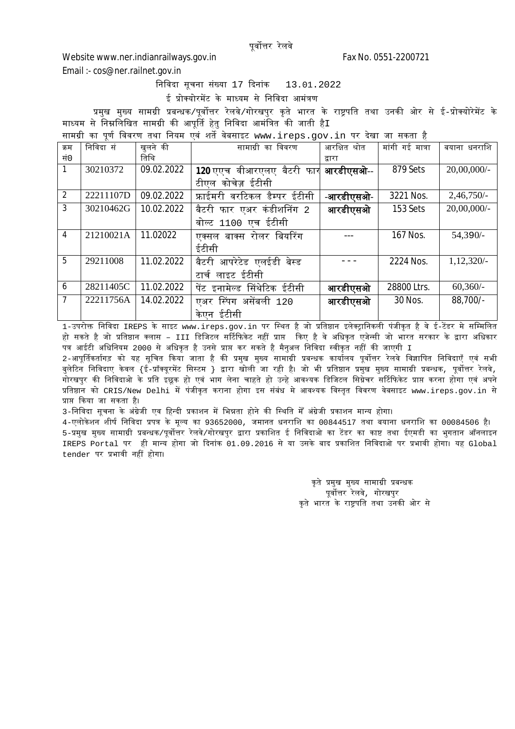पूर्वोत्तर रेलवे

Website www.ner.indianrailways.gov.in Fax No. 0551-2200721

Email :- cos@ner.railnet.gov.in

निविदा सूचना संख्या 17 दिनांक 13.01.2022

ई प्रोक्योरमेंट के माध्यम से निविदा आमंत्रण

प्रमुख मुख्य सामग्री प्रबन्धक/पूर्वोत्तर रेलवे/गोरखपुर कृते भारत के राष्ट्रपति तथा उनकी ओर से ई-प्रोक्योरेमेंट के माध्यम से निम्नलिखित सामग्री की आपूर्ति हेतु निविदा आमंत्रित की जाती हैI

सामग्री का पूर्ण विवरण तथा नियम एवं शर्ते वेबसाइट www.ireps.gov.in पर देखा जा सकता है

| क्रम सं0 | निविदा सं | खुलने की तिथि | सामाग्री का विवरण | आरक्षित श्रोत द्वारा | मांगी गई मात्रा | बयाना धनराशि |
|---|---|---|---|---|---|---|
| 1 | 30210372 | 09.02.2022 | **120** एएच वीआरएलए बैटरी फार टीएल कोचेज़ ईटीसी | **आरडीएसओ**-- | 879 Sets | 20,00,000/- |
| 2 | 22211107D | 09.02.2022 | फ्राईमरी वरटिकल डैम्पर ईटीसी | -**आरडीएसओ**- | 3221 Nos. | 2,46,750/- |
| 3 | 30210462G | 10.02.2022 | बैटरी फार एअर कंडीशनिंग 2 वोल्ट 1100 एच ईटीसी | **आरडीएसओ** | 153 Sets | 20,00,000/- |
| 4 | 21210021A | 11.02022 | एक्सल बाक्स रोलर बियरिंग ईटीसी | --- | 167 Nos. | 54,390/- |
| 5 | 29211008 | 11.02.2022 | बैटरी आपरेटेड एलईडी बेस्ड टार्च लाइट ईटीसी | - - - | 2224 Nos. | 1,12,320/- |
| 6 | 28211405C | 11.02.2022 | पेंट इनामेल्ड सिंथेटिक ईटीसी | **आरडीएसओ** | 28800 Ltrs. | 60,360/- |
| 7 | 22211756A | 14.02.2022 | एअर स्पिंग असेंबली 120 केएन ईटीसी | **आरडीएसओ** | 30 Nos. | 88,700/- |

1-उपरोक्त निविदा IREPS के साइट www.ireps.gov.in पर स्थित है जो प्रतिष्ठान इलेक्ट्रानिकली पंजीकृत है वे ई-टेंडर मे सम्मिलित हो सकते है जो प्रतिष्ठान क्लास – III डिजिटल सर्टिफिकेट नहीं प्राप्त किए है वे अधिकृत एजेन्सी जो भारत सरकार के द्वारा अधिकार पत्र आईटी अधिनियम 2000 से अधिकृत है उनसे प्राप्त कर सकते है मैनुअल निविदा स्वीकृत नहीं की जाएगी I

2-आपूर्तिकर्तागड़ को यह सूचित किया जाता है की प्रमुख मुख्य सामाग्री प्रबन्धक कार्यालय पूर्वोत्तर रेलवे विज्ञापित निविदाएँ एवं सभी बुलेटिन निविदाए केवल {ई-प्रॉक्यूरमेंट सिस्टम } द्वारा खोली जा रही है। जो भी प्रतिष्ठान प्रमुख मुख्य सामाग्री प्रबन्धक, पूर्वोत्तर रेलवे, गोरखपुर की निविदाओ के प्रति इछूक हो एवं भाग लेना चाहते हो उन्हे आवश्यक डिजिटल सिग्नेचर सर्टिफिकेट प्राप्त करना होगा एवं अपने प्रतिष्ठान को CRIS/New Delhi में पंजीकृत कराना होगा इस संबंध मे आवश्यक विस्तृत विवरण वेबसाइट www.ireps.gov.in से प्राप्त किया जा सकता है।

3-निविदा सूचना के अंग्रेजी एव हिन्दी प्रकाशन में भिन्नता होने की स्थिति मेँ अंग्रेजी प्रकाशन मान्य होगा।

4-एलोकेशन शीर्ष निविदा प्रपत्र के मूल्य का 93652000, जमानत धनराशि का 00844517 तथा बयाना धनराशि का 00084506 है।

5-प्रमुख मुख्य सामाग्री प्रबन्धक/पूर्वोत्तर रेलवे/गोरखपुर द्वारा प्रकाशित ई निविदाओ का टेंडर का कास्ट तथा ईएमडी का भुगतान ऑनलाइन IREPS Portal पर ही मान्य होगा जो दिनांक 01.09.2016 से या उसके बाद प्रकाशित निविदाओ पर प्रभावी होगा। यह Global tender पर प्रभावी नहीं होगा।

कृते प्रमुख मुख्य सामाग्री प्रबन्धक

पूर्वोत्तर रेलवे, गोरखपुर

कृते भारत के राष्ट्रपति तथा उनकी ओर से